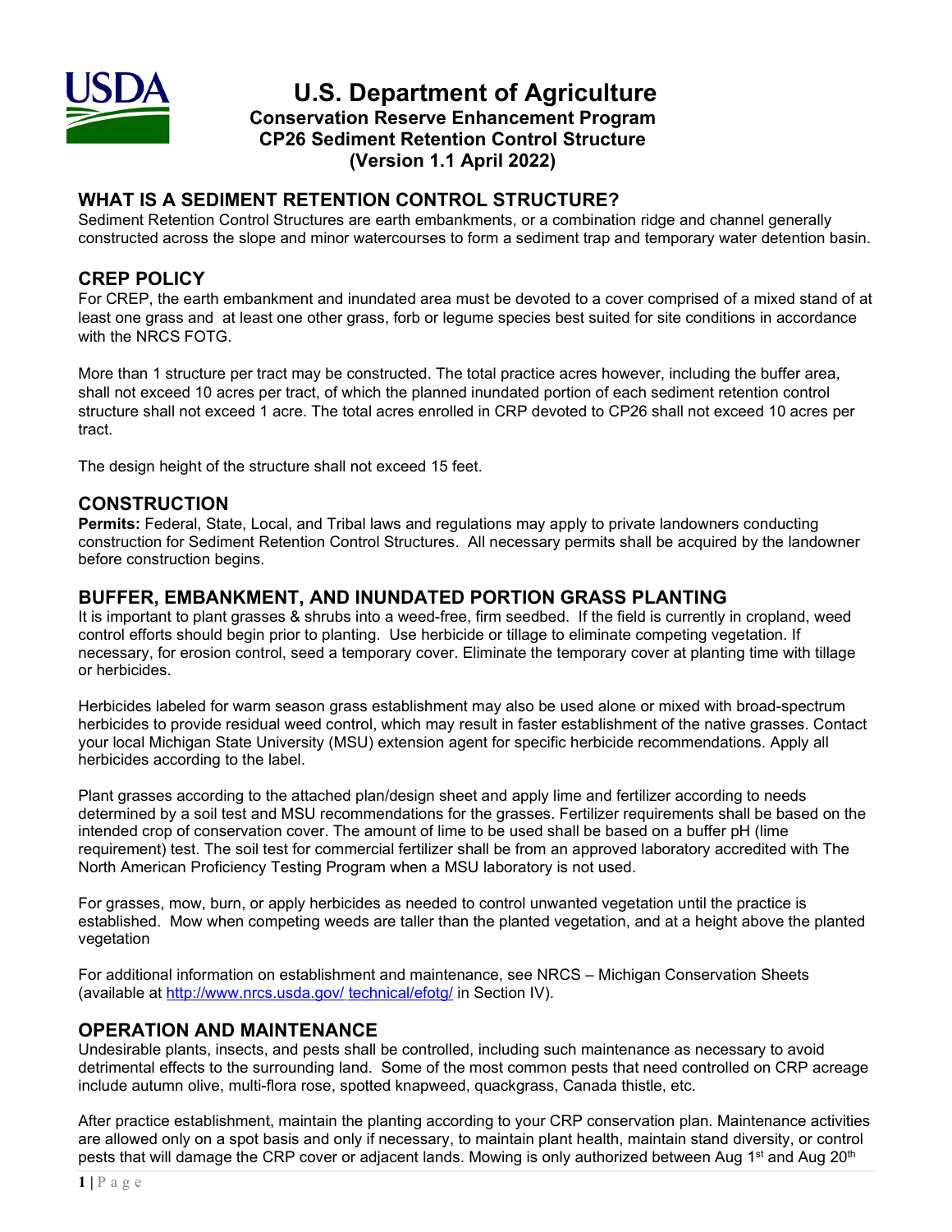# U.S. Department of Agriculture

## Conservation Reserve Enhancement Program
## CP26 Sediment Retention Control Structure
## (Version 1.1 April 2022)

## WHAT IS A SEDIMENT RETENTION CONTROL STRUCTURE?

Sediment Retention Control Structures are earth embankments, or a combination ridge and channel generally constructed across the slope and minor watercourses to form a sediment trap and temporary water detention basin.

## CREP POLICY

For CREP, the earth embankment and inundated area must be devoted to a cover comprised of a mixed stand of at least one grass and at least one other grass, forb or legume species best suited for site conditions in accordance with the NRCS FOTG.

More than 1 structure per tract may be constructed. The total practice acres however, including the buffer area, shall not exceed 10 acres per tract, of which the planned inundated portion of each sediment retention control structure shall not exceed 1 acre. The total acres enrolled in CRP devoted to CP26 shall not exceed 10 acres per tract.

The design height of the structure shall not exceed 15 feet.

## CONSTRUCTION

**Permits:** Federal, State, Local, and Tribal laws and regulations may apply to private landowners conducting construction for Sediment Retention Control Structures. All necessary permits shall be acquired by the landowner before construction begins.

## BUFFER, EMBANKMENT, AND INUNDATED PORTION GRASS PLANTING

It is important to plant grasses & shrubs into a weed-free, firm seedbed. If the field is currently in cropland, weed control efforts should begin prior to planting. Use herbicide or tillage to eliminate competing vegetation. If necessary, for erosion control, seed a temporary cover. Eliminate the temporary cover at planting time with tillage or herbicides.

Herbicides labeled for warm season grass establishment may also be used alone or mixed with broad-spectrum herbicides to provide residual weed control, which may result in faster establishment of the native grasses. Contact your local Michigan State University (MSU) extension agent for specific herbicide recommendations. Apply all herbicides according to the label.

Plant grasses according to the attached plan/design sheet and apply lime and fertilizer according to needs determined by a soil test and MSU recommendations for the grasses. Fertilizer requirements shall be based on the intended crop of conservation cover. The amount of lime to be used shall be based on a buffer pH (lime requirement) test. The soil test for commercial fertilizer shall be from an approved laboratory accredited with The North American Proficiency Testing Program when a MSU laboratory is not used.

For grasses, mow, burn, or apply herbicides as needed to control unwanted vegetation until the practice is established. Mow when competing weeds are taller than the planted vegetation, and at a height above the planted vegetation

For additional information on establishment and maintenance, see NRCS – Michigan Conservation Sheets (available at [http://www.nrcs.usda.gov/ technical/efotg/](http://www.nrcs.usda.gov/technical/efotg/) in Section IV).

## OPERATION AND MAINTENANCE

Undesirable plants, insects, and pests shall be controlled, including such maintenance as necessary to avoid detrimental effects to the surrounding land. Some of the most common pests that need controlled on CRP acreage include autumn olive, multi-flora rose, spotted knapweed, quackgrass, Canada thistle, etc.

After practice establishment, maintain the planting according to your CRP conservation plan. Maintenance activities are allowed only on a spot basis and only if necessary, to maintain plant health, maintain stand diversity, or control pests that will damage the CRP cover or adjacent lands. Mowing is only authorized between Aug 1st and Aug 20th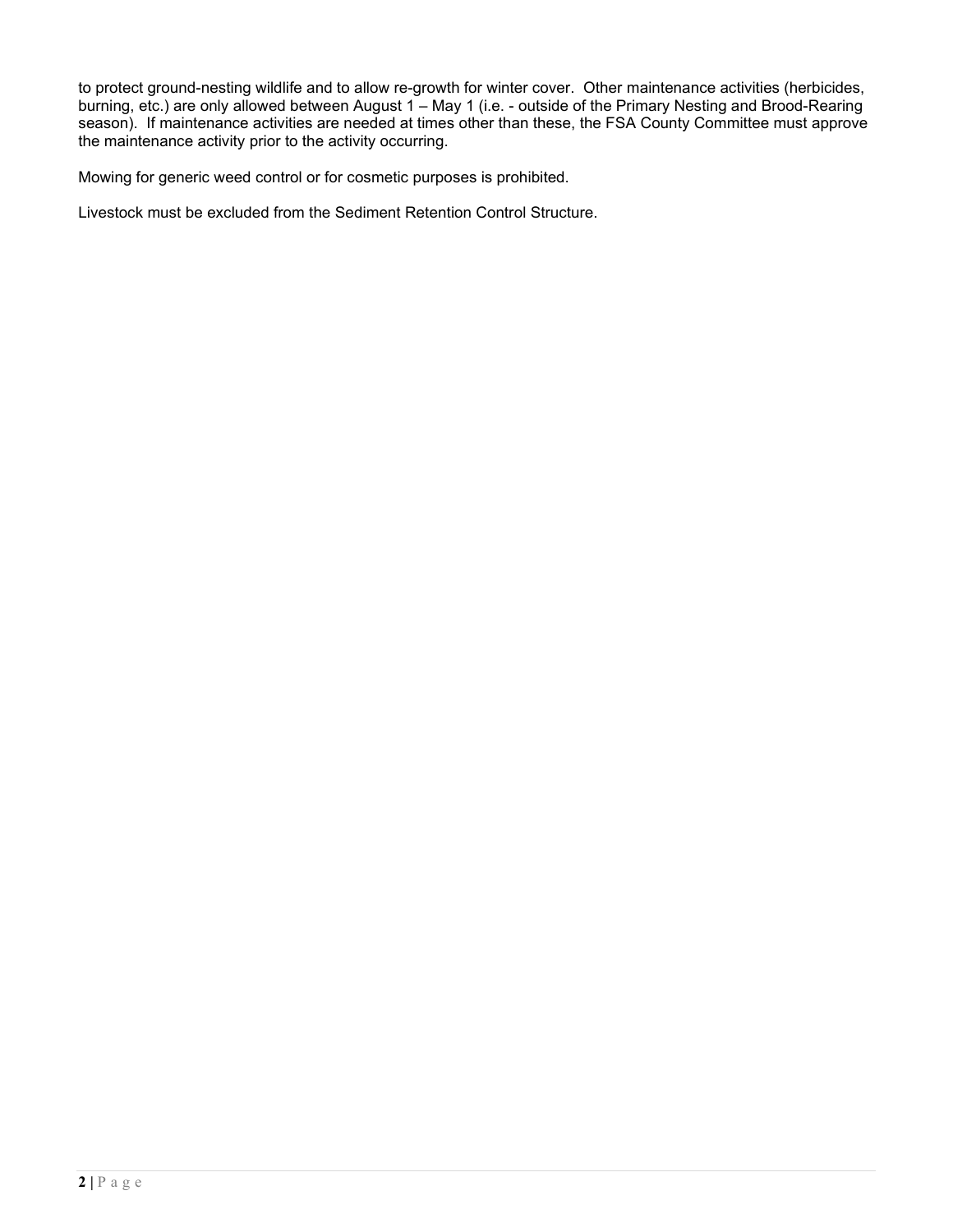to protect ground-nesting wildlife and to allow re-growth for winter cover. Other maintenance activities (herbicides, burning, etc.) are only allowed between August 1 – May 1 (i.e. - outside of the Primary Nesting and Brood-Rearing season). If maintenance activities are needed at times other than these, the FSA County Committee must approve the maintenance activity prior to the activity occurring.

Mowing for generic weed control or for cosmetic purposes is prohibited.

Livestock must be excluded from the Sediment Retention Control Structure.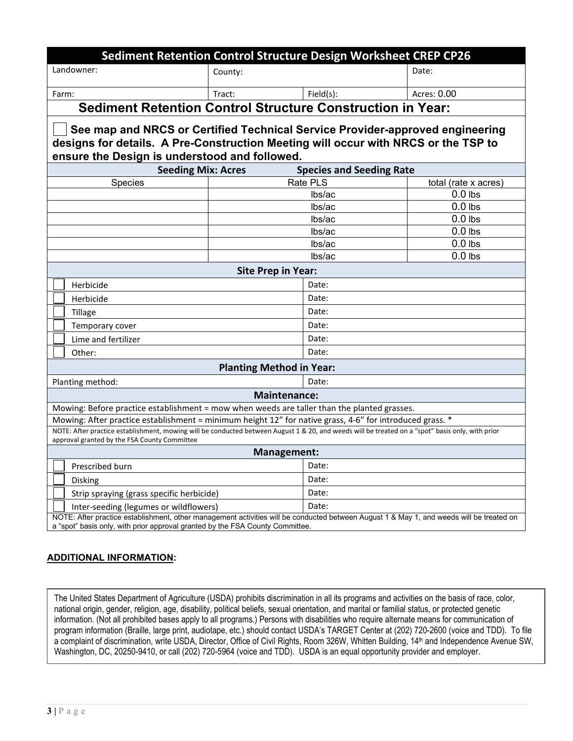| Sediment Retention Control Structure Design Worksheet CREP CP26 | | | |
|---|---|---|---|
| Landowner: | County: | | Date: |
| Farm: | Tract: | Field(s): | Acres: 0.00 |

## Sediment Retention Control Structure Construction in Year:

☐ **See map and NRCS or Certified Technical Service Provider-approved engineering designs for details. A Pre-Construction Meeting will occur with NRCS or the TSP to ensure the Design is understood and followed.**

| Seeding Mix: Acres | Species and Seeding Rate | |
|---|---|---|
| Species | Rate PLS | total (rate x acres) |
| | lbs/ac | 0.0 lbs |
| | lbs/ac | 0.0 lbs |
| | lbs/ac | 0.0 lbs |
| | lbs/ac | 0.0 lbs |
| | lbs/ac | 0.0 lbs |
| | lbs/ac | 0.0 lbs |

| Site Prep in Year: | |
|---|---|
| ☐ Herbicide | Date: |
| ☐ Herbicide | Date: |
| ☐ Tillage | Date: |
| ☐ Temporary cover | Date: |
| ☐ Lime and fertilizer | Date: |
| ☐ Other: | Date: |

| Planting Method in Year: | |
|---|---|
| Planting method: | Date: |

**Maintenance:**

Mowing: Before practice establishment = mow when weeds are taller than the planted grasses.

Mowing: After practice establishment = minimum height 12" for native grass, 4-6" for introduced grass. *

NOTE: After practice establishment, mowing will be conducted between August 1 & 20, and weeds will be treated on a "spot" basis only, with prior approval granted by the FSA County Committee

| Management: | |
|---|---|
| ☐ Prescribed burn | Date: |
| ☐ Disking | Date: |
| ☐ Strip spraying (grass specific herbicide) | Date: |
| ☐ Inter-seeding (legumes or wildflowers) | Date: |

NOTE: After practice establishment, other management activities will be conducted between August 1 & May 1, and weeds will be treated on a "spot" basis only, with prior approval granted by the FSA County Committee.

**ADDITIONAL INFORMATION:**

The United States Department of Agriculture (USDA) prohibits discrimination in all its programs and activities on the basis of race, color, national origin, gender, religion, age, disability, political beliefs, sexual orientation, and marital or familial status, or protected genetic information. (Not all prohibited bases apply to all programs.) Persons with disabilities who require alternate means for communication of program information (Braille, large print, audiotape, etc.) should contact USDA's TARGET Center at (202) 720-2600 (voice and TDD). To file a complaint of discrimination, write USDA, Director, Office of Civil Rights, Room 326W, Whitten Building, 14th and Independence Avenue SW, Washington, DC, 20250-9410, or call (202) 720-5964 (voice and TDD). USDA is an equal opportunity provider and employer.